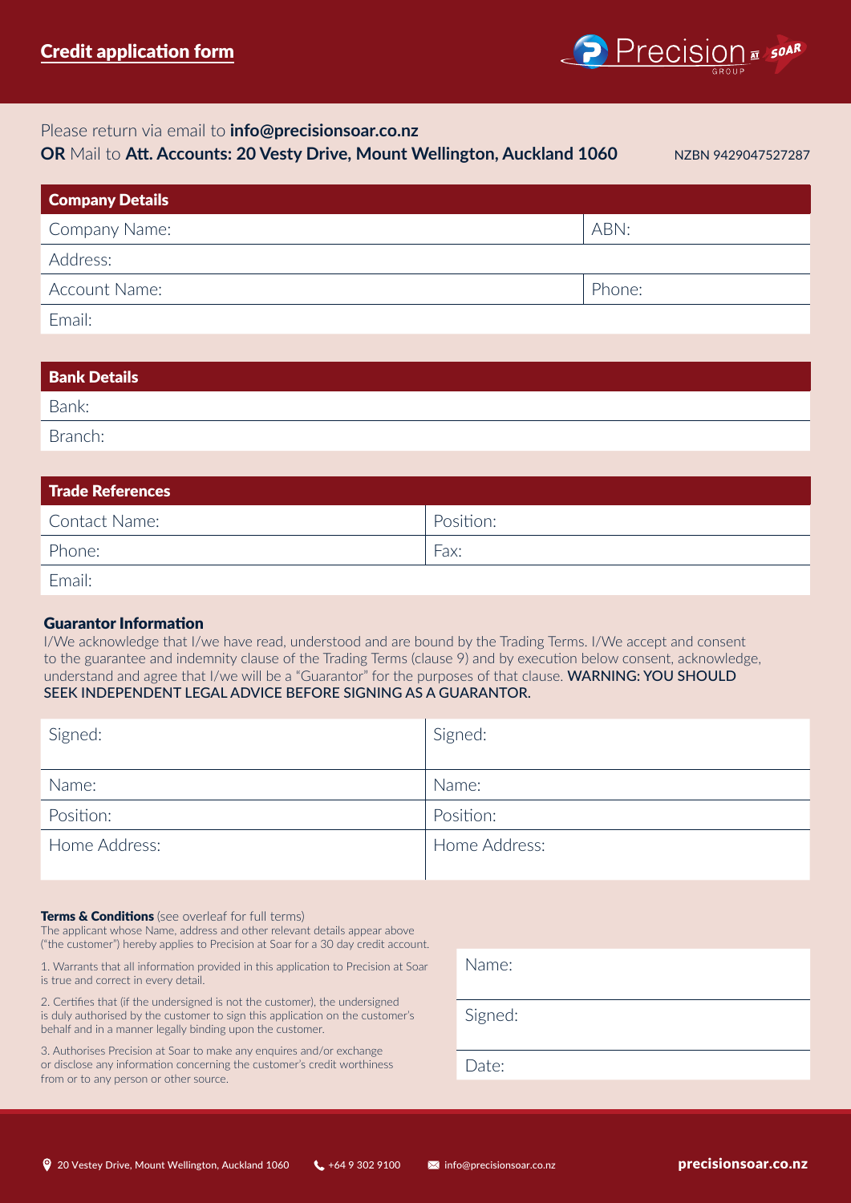# Credit application form

Please return via email to **info@precisionsoar.co.nz**
**OR** Mail to **Att. Accounts: 20 Vesty Drive, Mount Wellington, Auckland 1060** NZBN 9429047527287

| **Company Details** | |
|---|---|
| Company Name: | ABN: |
| Address: | |
| Account Name: | Phone: |
| Email: | |

| **Bank Details** |
|---|
| Bank: |
| Branch: |

| **Trade References** | |
|---|---|
| Contact Name: | Position: |
| Phone: | Fax: |
| Email: | |

### Guarantor Information

I/We acknowledge that I/we have read, understood and are bound by the Trading Terms. I/We accept and consent to the guarantee and indemnity clause of the Trading Terms (clause 9) and by execution below consent, acknowledge, understand and agree that I/we will be a "Guarantor" for the purposes of that clause. **WARNING: YOU SHOULD SEEK INDEPENDENT LEGAL ADVICE BEFORE SIGNING AS A GUARANTOR.**

| Signed: | Signed: |
|---|---|
| Name: | Name: |
| Position: | Position: |
| Home Address: | Home Address: |

**Terms & Conditions** (see overleaf for full terms)
The applicant whose Name, address and other relevant details appear above ("the customer") hereby applies to Precision at Soar for a 30 day credit account.

1. Warrants that all information provided in this application to Precision at Soar is true and correct in every detail.
2. Certifies that (if the undersigned is not the customer), the undersigned is duly authorised by the customer to sign this application on the customer's behalf and in a manner legally binding upon the customer.
3. Authorises Precision at Soar to make any enquires and/or exchange or disclose any information concerning the customer's credit worthiness from or to any person or other source.

| Name: |
|---|
| Signed: |
| Date: |

20 Vestey Drive, Mount Wellington, Auckland 1060 | +64 9 302 9100 | info@precisionsoar.co.nz | **precisionsoar.co.nz**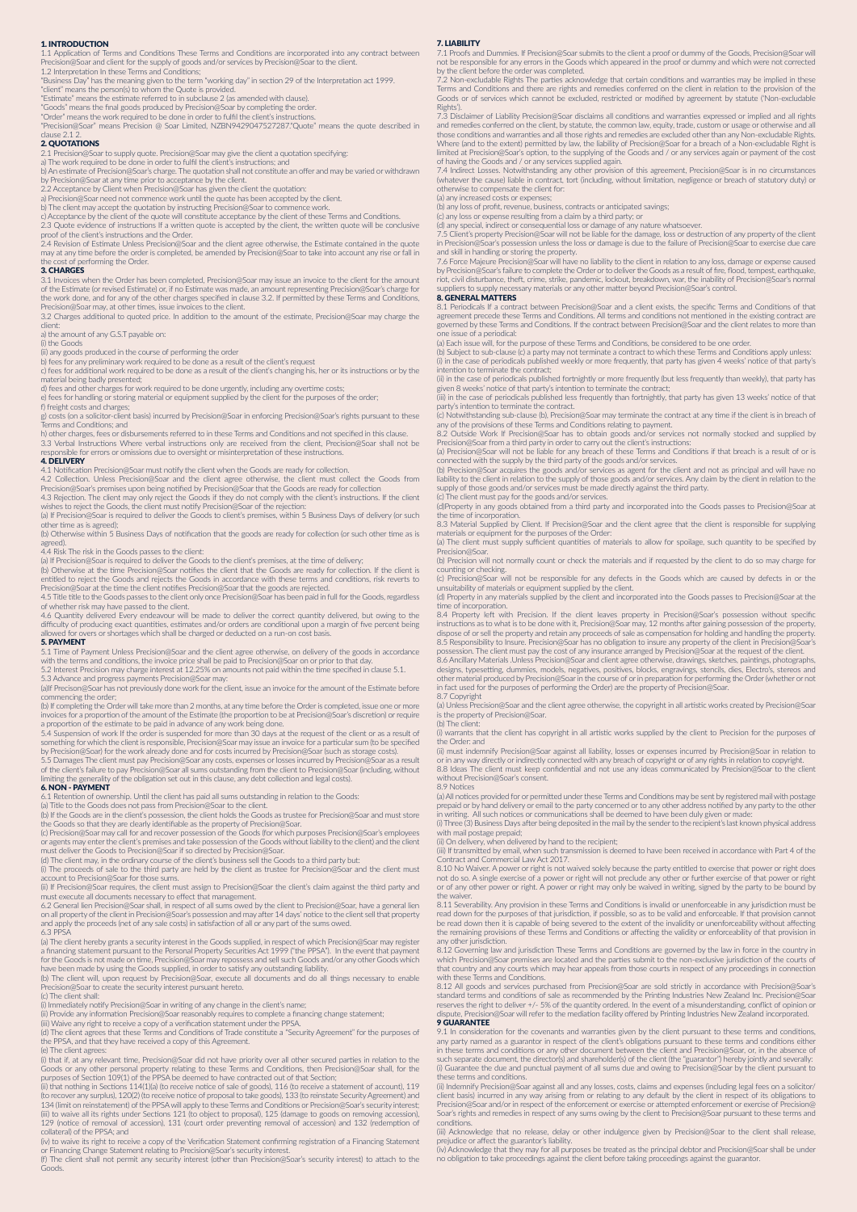## 1. INTRODUCTION

1.1 Application of Terms and Conditions These Terms and Conditions are incorporated into any contract between Precision@Soar and client for the supply of goods and/or services by Precision@Soar to the client.

1.2 Interpretation In these Terms and Conditions;

"Business Day" has the meaning given to the term "working day" in section 29 of the Interpretation act 1999.

"client" means the person(s) to whom the Quote is provided.

"Estimate" means the estimate referred to in subclause 2 (as amended with clause).

"Goods" means the final goods produced by Precision@Soar by completing the order.

"Order" means the work required to be done in order to fulfil the client's instructions.

"Precision@Soar" means Precision @ Soar Limited, NZBN9429047527287."Quote" means the quote described in clause 2.1 2.

## 2. QUOTATIONS

2.1 Precision@Soar to supply quote. Precision@Soar may give the client a quotation specifying:

a) The work required to be done in order to fulfil the client's instructions; and

b) An estimate of Precision@Soar's charge. The quotation shall not constitute an offer and may be varied or withdrawn by Precision@Soar at any time prior to acceptance by the client.

2.2 Acceptance by Client when Precision@Soar has given the client the quotation:

a) Precision@Soar need not commence work until the quote has been accepted by the client.

b) The client may accept the quotation by instructing Precision@Soar to commence work.

c) Acceptance by the client of the quote will constitute acceptance by the client of these Terms and Conditions.

2.3 Quote evidence of instructions If a written quote is accepted by the client, the written quote will be conclusive proof of the client's instructions and the Order.

2.4 Revision of Estimate Unless Precision@Soar and the client agree otherwise, the Estimate contained in the quote may at any time before the order is completed, be amended by Precision@Soar to take into account any rise or fall in the cost of performing the Order.

## 3. CHARGES

3.1 Invoices when the Order has been completed, Precision@Soar may issue an invoice to the client for the amount of the Estimate (or revised Estimate) or, if no Estimate was made, an amount representing Precision@Soar's charge for the work done, and for any of the other charges specified in clause 3.2. If permitted by these Terms and Conditions, Precision@Soar may, at other times, issue invoices to the client.

3.2 Charges additional to quoted price. In addition to the amount of the estimate, Precision@Soar may charge the client:

a) the amount of any G.S.T payable on:

(i) the Goods

(ii) any goods produced in the course of performing the order

b) fees for any preliminary work required to be done as a result of the client's request

c) fees for additional work required to be done as a result of the client's changing his, her or its instructions or by the material being badly presented;

d) fees and other charges for work required to be done urgently, including any overtime costs;

e) fees for handling or storing material or equipment supplied by the client for the purposes of the order;

f) freight costs and charges;

g) costs (on a solicitor-client basis) incurred by Precision@Soar in enforcing Precision@Soar's rights pursuant to these Terms and Conditions; and

h) other charges, fees or disbursements referred to in these Terms and Conditions and not specified in this clause.

3.3 Verbal Instructions Where verbal instructions only are received from the client, Precision@Soar shall not be responsible for any errors or omissions due to oversight or misinterpretation of these instructions.

## 4. DELIVERY

4.1 Notification Precision@Soar must notify the client when the Goods are ready for collection.

4.2 Collection. Unless Precision@Soar and the client agree otherwise, the client must collect the Goods from Precision@Soar's premises upon being notified by Precision@Soar that the Goods are ready for collection

4.3 Rejection. The client may only reject the Goods if they do not comply with the client's instructions. If the client wishes to reject the Goods, the client must notify Precision@Soar of the rejection:

(a) If Precision@Soar is required to deliver the Goods to client's premises, within 5 Business Days of delivery (or such other time as is agreed);

(b) Otherwise within 5 Business Days of notification that the goods are ready for collection (or such other time as is agreed).

4.4 Risk The risk in the Goods passes to the client:

(a) If Precision@Soar is required to deliver the Goods to the client's premises, at the time of delivery;

(b) Otherwise at the time Precision@Soar notifies the client that the Goods are ready for collection. If the client is entitled to reject the Goods and rejects the Goods in accordance with these terms and conditions, risk reverts to Precision@Soar at the time the client notifies Precision@Soar that the goods are rejected.

4.5 Title title to the Goods passes to the client only once Precision@Soar has been paid in full for the Goods, regardless of whether risk may have passed to the client.

4.6 Quantity delivered Every endeavour will be made to deliver the correct quantity delivered, but owing to the difficulty of producing exact quantities, estimates and/or orders are conditional upon a margin of five percent being allowed for overs or shortages which shall be charged or deducted on a run-on cost basis.

## 5. PAYMENT

5.1 Time of Payment Unless Precision@Soar and the client agree otherwise, on delivery of the goods in accordance with the terms and conditions, the invoice price shall be paid to Precision@Soar on or prior to that day.

5.2 Interest Precision may charge interest at 12.25% on amounts not paid within the time specified in clause 5.1.

5.3 Advance and progress payments Precision@Soar may:

(a)If Precision@Soar has not previously done work for the client, issue an invoice for the amount of the Estimate before commencing the order;

(b) If completing the Order will take more than 2 months, at any time before the Order is completed, issue one or more invoices for a proportion of the amount of the Estimate (the proportion to be at Precision@Soar's discretion) or require a proportion of the estimate to be paid in advance of any work being done.

5.4 Suspension of work If the order is suspended for more than 30 days at the request of the client or as a result of something for which the client is responsible, Precision@Soar may issue an invoice for a particular sum (to be specified by Precision@Soar) for the work already done and for costs incurred by Precision@Soar (such as storage costs).

5.5 Damages The client must pay Precision@Soar any costs, expenses or losses incurred by Precision@Soar as a result of the client's failure to pay Precision@Soar all sums outstanding from the client to Precision@Soar (including, without limiting the generality of the obligation set out in this clause, any debt collection and legal costs).

## 6. NON - PAYMENT

6.1 Retention of ownership. Until the client has paid all sums outstanding in relation to the Goods:

(a) Title to the Goods does not pass from Precision@Soar to the client.

(b) If the Goods are in the client's possession, the client holds the Goods as trustee for Precision@Soar and must store the Goods so that they are clearly identifiable as the property of Precision@Soar.

(c) Precision@Soar may call for and recover possession of the Goods (for which purposes Precision@Soar's employees or agents may enter the client's premises and take possession of the Goods without liability to the client) and the client must deliver the Goods to Precision@Soar if so directed by Precision@Soar.

(d) The client may, in the ordinary course of the client's business sell the Goods to a third party but:

(i) The proceeds of sale to the third party are held by the client as trustee for Precision@Soar and the client must account to Precision@Soar for those sums.

(ii) If Precision@Soar requires, the client must assign to Precision@Soar the client's claim against the third party and must execute all documents necessary to effect that management.

6.2 General lien Precision@Soar shall, in respect of all sums owed by the client to Precision@Soar, have a general lien on all property of the client in Precision@Soar's possession and may after 14 days' notice to the client sell that property and apply the proceeds (net of any sale costs) in satisfaction of all or any part of the sums owed.

6.3 PPSA

(a) The client hereby grants a security interest in the Goods supplied, in respect of which Precision@Soar may register a financing statement pursuant to the Personal Property Securities Act 1999 ("the PPSA"). In the event that payment for the Goods is not made on time, Precision@Soar may repossess and sell such Goods and/or any other Goods which have been made by using the Goods supplied, in order to satisfy any outstanding liability.

(b) The client will, upon request by Precision@Soar, execute all documents and do all things necessary to enable Precision@Soar to create the security interest pursuant hereto.

(c) The client shall:

(i) Immediately notify Precision@Soar in writing of any change in the client's name;

(ii) Provide any information Precision@Soar reasonably requires to complete a financing change statement;

(iii) Waive any right to receive a copy of a verification statement under the PPSA.

(d) The client agrees that these Terms and Conditions of Trade constitute a "Security Agreement" for the purposes of the PPSA, and that they have received a copy of this Agreement.

(e) The client agrees:

(i) that if, at any relevant time, Precision@Soar did not have priority over all other secured parties in relation to the Goods or any other personal property relating to these Terms and Conditions, then Precision@Soar shall, for the purposes of Section 109(1) of the PPSA be deemed to have contracted out of that Section;

(ii) that nothing in Sections 114(1)(a) (to receive notice of sale of goods), 116 (to receive a statement of account), 119 (to recover any surplus), 120(2) (to receive notice of proposal to take goods), 133 (to reinstate Security Agreement) and 134 (limit on reinstatement) of the PPSA will apply to these Terms and Conditions or Precision@Soar's security interest;

(iii) to waive all its rights under Sections 121 (to object to proposal), 125 (damage to goods on removing accession), 129 (notice of removal of accession), 131 (court order preventing removal of accession) and 132 (redemption of collateral) of the PPSA; and

(iv) to waive its right to receive a copy of the Verification Statement confirming registration of a Financing Statement or Financing Change Statement relating to Precision@Soar's security interest.

(f) The client shall not permit any security interest (other than Precision@Soar's security interest) to attach to the Goods.

## 7. LIABILITY

7.1 Proofs and Dummies. If Precision@Soar submits to the client a proof or dummy of the Goods, Precision@Soar will not be responsible for any errors in the Goods which appeared in the proof or dummy and which were not corrected by the client before the order was completed.

7.2 Non-excludable Rights The parties acknowledge that certain conditions and warranties may be implied in these Terms and Conditions and there are rights and remedies conferred on the client in relation to the provision of the Goods or of services which cannot be excluded, restricted or modified by agreement by statute ('Non-excludable Rights').

7.3 Disclaimer of Liability Precision@Soar disclaims all conditions and warranties expressed or implied and all rights and remedies conferred on the client, by statute, the common law, equity, trade, custom or usage or otherwise and all those conditions and warranties and all those rights and remedies are excluded other than any Non-excludable Rights. Where (and to the extent) permitted by law, the liability of Precision@Soar for a breach of a Non-excludable Right is limited at Precision@Soar's option, to the supplying of the Goods and / or any services again or payment of the cost of having the Goods and / or any services supplied again.

7.4 Indirect Losses. Notwithstanding any other provision of this agreement, Precision@Soar is in no circumstances (whatever the cause) liable in contract, tort (including, without limitation, negligence or breach of statutory duty) or otherwise to compensate the client for:

(a) any increased costs or expenses;

(b) any loss of profit, revenue, business, contracts or anticipated savings;

(c) any loss or expense resulting from a claim by a third party; or

(d) any special, indirect or consequential loss or damage of any nature whatsoever.

7.5 Client's property Precision@Soar will not be liable for the damage, loss or destruction of any property of the client in Precision@Soar's possession unless the loss or damage is due to the failure of Precision@Soar to exercise due care and skill in handling or storing the property.

7.6 Force Majeure Precision@Soar will have no liability to the client in relation to any loss, damage or expense caused by Precision@Soar's failure to complete the Order or to deliver the Goods as a result of fire, flood, tempest, earthquake, riot, civil disturbance, theft, crime, strike, pandemic, lockout, breakdown, war, the inability of Precision@Soar's normal suppliers to supply necessary materials or any other matter beyond Precision@Soar's control.

## 8. GENERAL MATTERS

8.1 Periodicals If a contract between Precision@Soar and a client exists, the specific Terms and Conditions of that agreement precede these Terms and Conditions. All terms and conditions not mentioned in the existing contract are governed by these Terms and Conditions. If the contract between Precision@Soar and the client relates to more than one issue of a periodical:

(a) Each issue will, for the purpose of these Terms and Conditions, be considered to be one order.

(b) Subject to sub-clause (c) a party may not terminate a contract to which these Terms and Conditions apply unless:

(i) in the case of periodicals published weekly or more frequently, that party has given 4 weeks' notice of that party's intention to terminate the contract;

(ii) in the case of periodicals published fortnightly or more frequently (but less frequently than weekly), that party has given 8 weeks' notice of that party's intention to terminate the contract;

(iii) in the case of periodicals published less frequently than fortnightly, that party has given 13 weeks' notice of that party's intention to terminate the contract.

(c) Notwithstanding sub-clause (b), Precision@Soar may terminate the contract at any time if the client is in breach of any of the provisions of these Terms and Conditions relating to payment.

8.2 Outside Work If Precision@Soar has to obtain goods and/or services not normally stocked and supplied by Precision@Soar from a third party in order to carry out the client's instructions:

(a) Precision@Soar will not be liable for any breach of these Terms and Conditions if that breach is a result of or is connected with the supply by the third party of the goods and/or services.

(b) Precision@Soar acquires the goods and/or services as agent for the client and not as principal and will have no liability to the client in relation to the supply of those goods and/or services. Any claim by the client in relation to the supply of those goods and/or services must be made directly against the third party.

(c) The client must pay for the goods and/or services.

(d)Property in any goods obtained from a third party and incorporated into the Goods passes to Precision@Soar at the time of incorporation.

8.3 Material Supplied by Client. If Precision@Soar and the client agree that the client is responsible for supplying materials or equipment for the purposes of the Order:

(a) The client must supply sufficient quantities of materials to allow for spoilage, such quantity to be specified by Precision@Soar.

(b) Precision will not normally count or check the materials and if requested by the client to do so may charge for counting or checking.

(c) Precision@Soar will not be responsible for any defects in the Goods which are caused by defects in or the unsuitability of materials or equipment supplied by the client.

(d) Property in any materials supplied by the client and incorporated into the Goods passes to Precision@Soar at the time of incorporation.

8.4 Property left with Precision. If the client leaves property in Precision@Soar's possession without specific instructions as to what is to be done with it, Precision@Soar may, 12 months after gaining possession of the property, dispose of or sell the property and retain any proceeds of sale as compensation for holding and handling the property.

8.5 Responsibility to Insure. Precision@Soar has no obligation to insure any property of the client in Precision@Soar's possession. The client must pay the cost of any insurance arranged by Precision@Soar at the request of the client.

8.6 Ancillary Materials .Unless Precision@Soar and client agree otherwise, drawings, sketches, paintings, photographs, designs, typesetting, dummies, models, negatives, positives, blocks, engravings, stencils, dies, Electro's, stereos and other material produced by Precision@Soar in the course of or in preparation for performing the Order (whether or not in fact used for the purposes of performing the Order) are the property of Precision@Soar.

8.7 Copyright

(a) Unless Precision@Soar and the client agree otherwise, the copyright in all artistic works created by Precision@Soar is the property of Precision@Soar.

(b) The client:

(i) warrants that the client has copyright in all artistic works supplied by the client to Precision for the purposes of the Order: and

(ii) must indemnify Precision@Soar against all liability, losses or expenses incurred by Precision@Soar in relation to or in any way directly or indirectly connected with any breach of copyright or of any rights in relation to copyright.

8.8 Ideas The client must keep confidential and not use any ideas communicated by Precision@Soar to the client without Precision@Soar's consent.

8.9 Notices

(a) All notices provided for or permitted under these Terms and Conditions may be sent by registered mail with postage prepaid or by hand delivery or email to the party concerned or to any other address notified by any party to the other in writing. All such notices or communications shall be deemed to have been duly given or made:

(i) Three (3) Business Days after being deposited in the mail by the sender to the recipient's last known physical address with mail postage prepaid;

(ii) On delivery, when delivered by hand to the recipient;

(iii) If transmitted by email, when such transmission is deemed to have been received in accordance with Part 4 of the Contract and Commercial Law Act 2017.

8.10 No Waiver. A power or right is not waived solely because the party entitled to exercise that power or right does not do so. A single exercise of a power or right will not preclude any other or further exercise of that power or right or of any other power or right. A power or right may only be waived in writing, signed by the party to be bound by the waiver.

8.11 Severability. Any provision in these Terms and Conditions is invalid or unenforceable in any jurisdiction must be read down for the purposes of that jurisdiction, if possible, so as to be valid and enforceable. If that provision cannot be read down then it is capable of being severed to the extent of the invalidity or unenforceability without affecting the remaining provisions of these Terms and Conditions or affecting the validity or enforceability of that provision in any other jurisdiction.

8.12 Governing law and jurisdiction These Terms and Conditions are governed by the law in force in the country in which Precision@Soar premises are located and the parties submit to the non-exclusive jurisdiction of the courts of that country and any courts which may hear appeals from those courts in respect of any proceedings in connection with these Terms and Conditions.

8.12 All goods and services purchased from Precision@Soar are sold strictly in accordance with Precision@Soar's standard terms and conditions of sale as recommended by the Printing Industries New Zealand Inc. Precision@Soar reserves the right to deliver +/- 5% of the quantity ordered. In the event of a misunderstanding, conflict of opinion or dispute, Precision@Soar will refer to the mediation facility offered by Printing Industries New Zealand incorporated.

## 9 GUARANTEE

9.1 In consideration for the covenants and warranties given by the client pursuant to these terms and conditions, any party named as a guarantor in respect of the client's obligations pursuant to these terms and conditions either in these terms and conditions or any other document between the client and Precision@Soar, or, in the absence of such separate document, the director(s) and shareholder(s) of the client (the "guarantor") hereby jointly and severally:

(i) Guarantee the due and punctual payment of all sums due and owing to Precision@Soar by the client pursuant to these terms and conditions.

(ii) Indemnify Precision@Soar against all and any losses, costs, claims and expenses (including legal fees on a solicitor/client basis) incurred in any way arising from or relating to any default by the client in respect of its obligations to Precision@Soar and/or in respect of the enforcement or exercise or attempted enforcement or exercise of Precision@Soar's rights and remedies in respect of any sums owing by the client to Precision@Soar pursuant to these terms and conditions.

(iii) Acknowledge that no release, delay or other indulgence given by Precision@Soar to the client shall release, prejudice or affect the guarantor's liability.

(iv) Acknowledge that they may for all purposes be treated as the principal debtor and Precision@Soar shall be under no obligation to take proceedings against the client before taking proceedings against the guarantor.